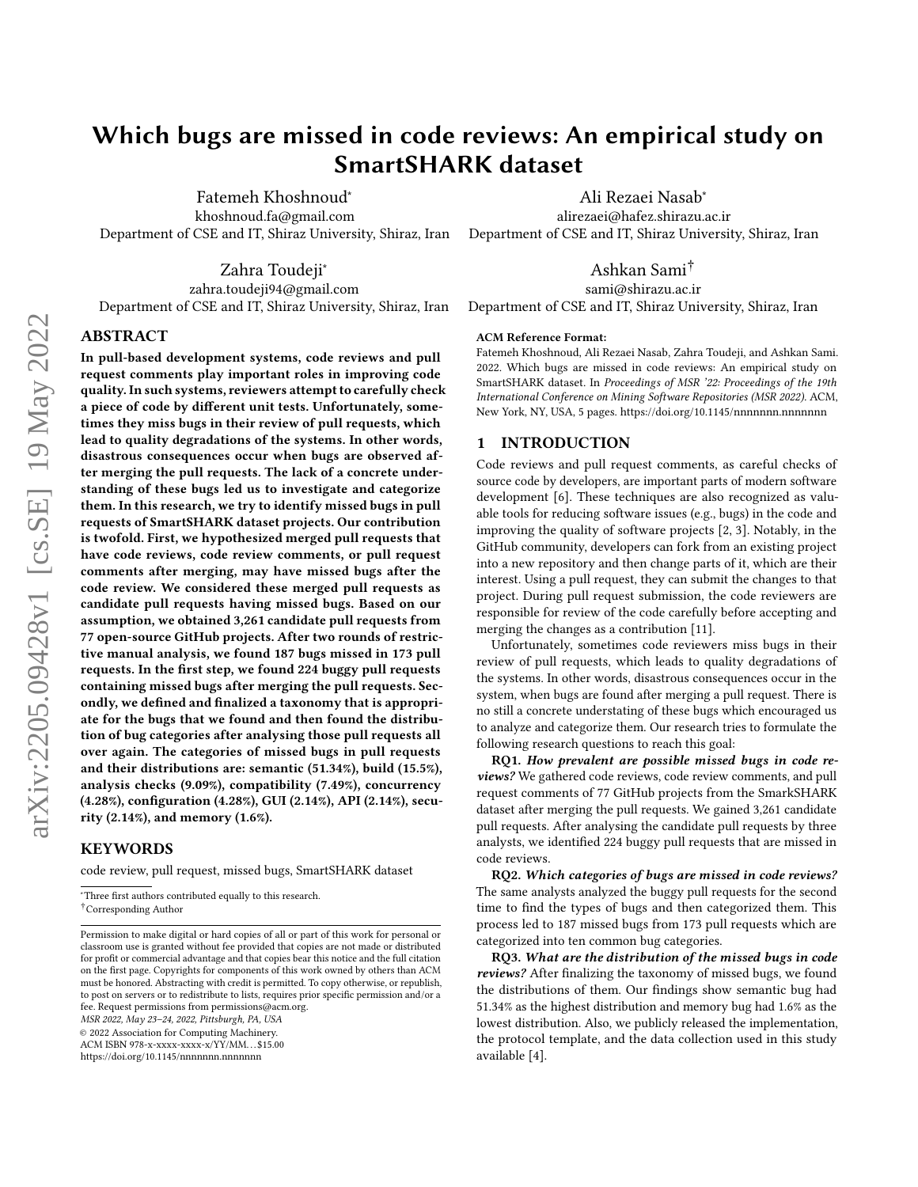# Which bugs are missed in code reviews: An empirical study on SmartSHARK dataset

Fatemeh Khoshnoud*
khoshnoud.fa@gmail.com
Department of CSE and IT, Shiraz University, Shiraz, Iran

Ali Rezaei Nasab*
alirezaei@hafez.shirazu.ac.ir
Department of CSE and IT, Shiraz University, Shiraz, Iran

Zahra Toudeji*
zahra.toudeji94@gmail.com
Department of CSE and IT, Shiraz University, Shiraz, Iran

Ashkan Sami†
sami@shirazu.ac.ir
Department of CSE and IT, Shiraz University, Shiraz, Iran

## ABSTRACT

**In pull-based development systems, code reviews and pull request comments play important roles in improving code quality. In such systems, reviewers attempt to carefully check a piece of code by different unit tests. Unfortunately, sometimes they miss bugs in their review of pull requests, which lead to quality degradations of the systems. In other words, disastrous consequences occur when bugs are observed after merging the pull requests. The lack of a concrete understanding of these bugs led us to investigate and categorize them. In this research, we try to identify missed bugs in pull requests of SmartSHARK dataset projects. Our contribution is twofold. First, we hypothesized merged pull requests that have code reviews, code review comments, or pull request comments after merging, may have missed bugs after the code review. We considered these merged pull requests as candidate pull requests having missed bugs. Based on our assumption, we obtained 3,261 candidate pull requests from 77 open-source GitHub projects. After two rounds of restrictive manual analysis, we found 187 bugs missed in 173 pull requests. In the first step, we found 224 buggy pull requests containing missed bugs after merging the pull requests. Secondly, we defined and finalized a taxonomy that is appropriate for the bugs that we found and then found the distribution of bug categories after analysing those pull requests all over again. The categories of missed bugs in pull requests and their distributions are: semantic (51.34%), build (15.5%), analysis checks (9.09%), compatibility (7.49%), concurrency (4.28%), configuration (4.28%), GUI (2.14%), API (2.14%), security (2.14%), and memory (1.6%).**

## KEYWORDS

code review, pull request, missed bugs, SmartSHARK dataset

*Three first authors contributed equally to this research.
†Corresponding Author

Permission to make digital or hard copies of all or part of this work for personal or classroom use is granted without fee provided that copies are not made or distributed for profit or commercial advantage and that copies bear this notice and the full citation on the first page. Copyrights for components of this work owned by others than ACM must be honored. Abstracting with credit is permitted. To copy otherwise, or republish, to post on servers or to redistribute to lists, requires prior specific permission and/or a fee. Request permissions from permissions@acm.org.
*MSR 2022, May 23–24, 2022, Pittsburgh, PA, USA*
© 2022 Association for Computing Machinery.
ACM ISBN 978-x-xxxx-xxxx-x/YY/MM...$15.00
https://doi.org/10.1145/nnnnnnn.nnnnnnn

**ACM Reference Format:**
Fatemeh Khoshnoud, Ali Rezaei Nasab, Zahra Toudeji, and Ashkan Sami. 2022. Which bugs are missed in code reviews: An empirical study on SmartSHARK dataset. In *Proceedings of MSR '22: Proceedings of the 19th International Conference on Mining Software Repositories (MSR 2022).* ACM, New York, NY, USA, 5 pages. https://doi.org/10.1145/nnnnnnn.nnnnnnn

## 1 INTRODUCTION

Code reviews and pull request comments, as careful checks of source code by developers, are important parts of modern software development [6]. These techniques are also recognized as valuable tools for reducing software issues (e.g., bugs) in the code and improving the quality of software projects [2, 3]. Notably, in the GitHub community, developers can fork from an existing project into a new repository and then change parts of it, which are their interest. Using a pull request, they can submit the changes to that project. During pull request submission, the code reviewers are responsible for review of the code carefully before accepting and merging the changes as a contribution [11].

Unfortunately, sometimes code reviewers miss bugs in their review of pull requests, which leads to quality degradations of the systems. In other words, disastrous consequences occur in the system, when bugs are found after merging a pull request. There is no still a concrete understating of these bugs which encouraged us to analyze and categorize them. Our research tries to formulate the following research questions to reach this goal:

**RQ1.** ***How prevalent are possible missed bugs in code reviews?*** We gathered code reviews, code review comments, and pull request comments of 77 GitHub projects from the SmarkSHARK dataset after merging the pull requests. We gained 3,261 candidate pull requests. After analysing the candidate pull requests by three analysts, we identified 224 buggy pull requests that are missed in code reviews.

**RQ2.** ***Which categories of bugs are missed in code reviews?*** The same analysts analyzed the buggy pull requests for the second time to find the types of bugs and then categorized them. This process led to 187 missed bugs from 173 pull requests which are categorized into ten common bug categories.

**RQ3.** ***What are the distribution of the missed bugs in code reviews?*** After finalizing the taxonomy of missed bugs, we found the distributions of them. Our findings show semantic bug had 51.34% as the highest distribution and memory bug had 1.6% as the lowest distribution. Also, we publicly released the implementation, the protocol template, and the data collection used in this study available [4].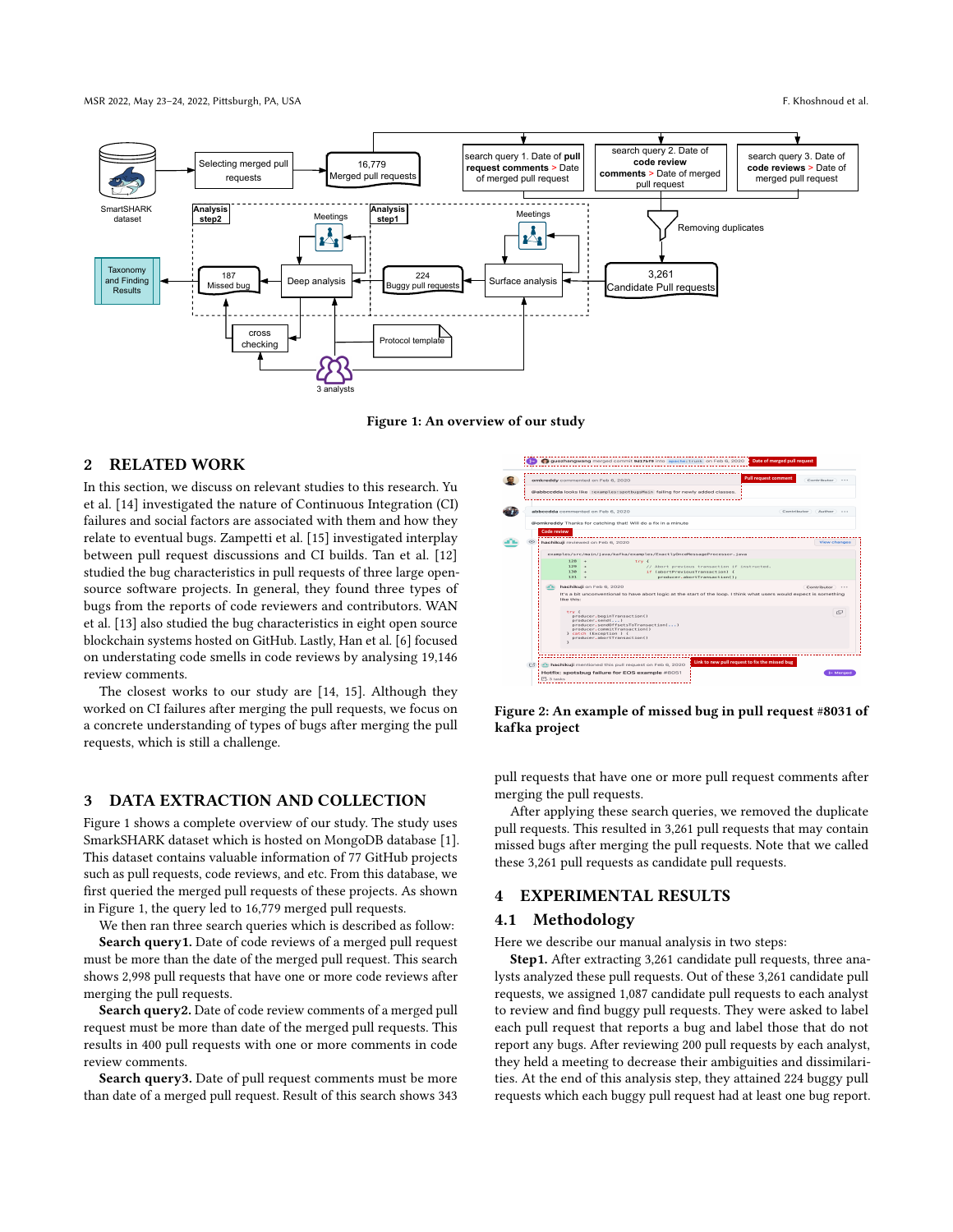Figure 1: An overview of our study

## 2 RELATED WORK

In this section, we discuss on relevant studies to this research. Yu et al. [14] investigated the nature of Continuous Integration (CI) failures and social factors are associated with them and how they relate to eventual bugs. Zampetti et al. [15] investigated interplay between pull request discussions and CI builds. Tan et al. [12] studied the bug characteristics in pull requests of three large open-source software projects. In general, they found three types of bugs from the reports of code reviewers and contributors. WAN et al. [13] also studied the bug characteristics in eight open source blockchain systems hosted on GitHub. Lastly, Han et al. [6] focused on understating code smells in code reviews by analysing 19,146 review comments.

The closest works to our study are [14, 15]. Although they worked on CI failures after merging the pull requests, we focus on a concrete understanding of types of bugs after merging the pull requests, which is still a challenge.

## 3 DATA EXTRACTION AND COLLECTION

Figure 1 shows a complete overview of our study. The study uses SmarkSHARK dataset which is hosted on MongoDB database [1]. This dataset contains valuable information of 77 GitHub projects such as pull requests, code reviews, and etc. From this database, we first queried the merged pull requests of these projects. As shown in Figure 1, the query led to 16,779 merged pull requests.

We then ran three search queries which is described as follow:

**Search query1.** Date of code reviews of a merged pull request must be more than the date of the merged pull request. This search shows 2,998 pull requests that have one or more code reviews after merging the pull requests.

**Search query2.** Date of code review comments of a merged pull request must be more than date of the merged pull requests. This results in 400 pull requests with one or more comments in code review comments.

**Search query3.** Date of pull request comments must be more than date of a merged pull request. Result of this search shows 343 pull requests that have one or more pull request comments after merging the pull requests.

After applying these search queries, we removed the duplicate pull requests. This resulted in 3,261 pull requests that may contain missed bugs after merging the pull requests. Note that we called these 3,261 pull requests as candidate pull requests.

Figure 2: An example of missed bug in pull request #8031 of kafka project

## 4 EXPERIMENTAL RESULTS

### 4.1 Methodology

Here we describe our manual analysis in two steps:

**Step1.** After extracting 3,261 candidate pull requests, three analysts analyzed these pull requests. Out of these 3,261 candidate pull requests, we assigned 1,087 candidate pull requests to each analyst to review and find buggy pull requests. They were asked to label each pull request that reports a bug and label those that do not report any bugs. After reviewing 200 pull requests by each analyst, they held a meeting to decrease their ambiguities and dissimilarities. At the end of this analysis step, they attained 224 buggy pull requests which each buggy pull request had at least one bug report.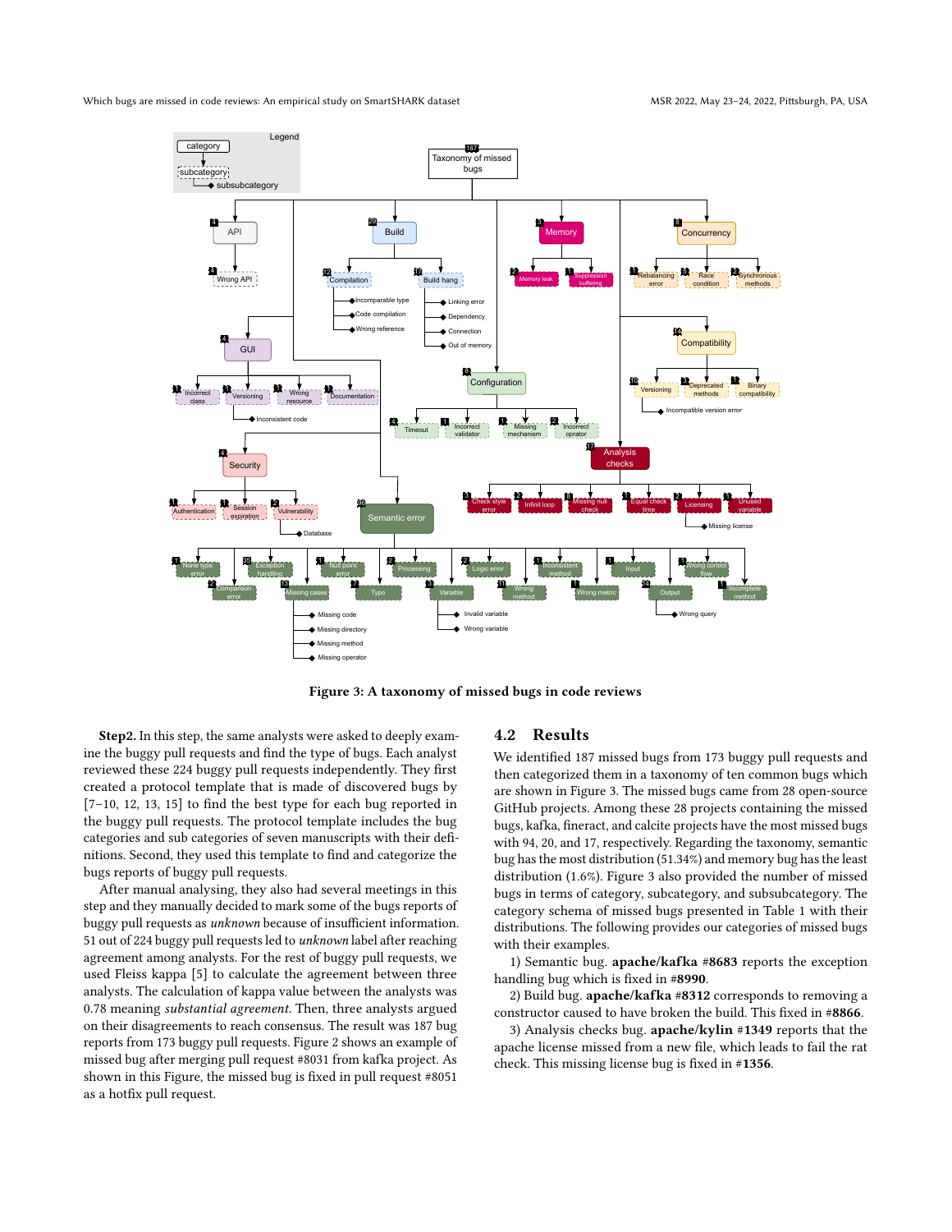Figure 3: A taxonomy of missed bugs in code reviews

**Step2.** In this step, the same analysts were asked to deeply examine the buggy pull requests and find the type of bugs. Each analyst reviewed these 224 buggy pull requests independently. They first created a protocol template that is made of discovered bugs by [7–10, 12, 13, 15] to find the best type for each bug reported in the buggy pull requests. The protocol template includes the bug categories and sub categories of seven manuscripts with their definitions. Second, they used this template to find and categorize the bugs reports of buggy pull requests.

After manual analysing, they also had several meetings in this step and they manually decided to mark some of the bugs reports of buggy pull requests as *unknown* because of insufficient information. 51 out of 224 buggy pull requests led to *unknown* label after reaching agreement among analysts. For the rest of buggy pull requests, we used Fleiss kappa [5] to calculate the agreement between three analysts. The calculation of kappa value between the analysts was 0.78 meaning *substantial agreement*. Then, three analysts argued on their disagreements to reach consensus. The result was 187 bug reports from 173 buggy pull requests. Figure 2 shows an example of missed bug after merging pull request #8031 from kafka project. As shown in this Figure, the missed bug is fixed in pull request #8051 as a hotfix pull request.

## 4.2 Results

We identified 187 missed bugs from 173 buggy pull requests and then categorized them in a taxonomy of ten common bugs which are shown in Figure 3. The missed bugs came from 28 open-source GitHub projects. Among these 28 projects containing the missed bugs, kafka, fineract, and calcite projects have the most missed bugs with 94, 20, and 17, respectively. Regarding the taxonomy, semantic bug has the most distribution (51.34%) and memory bug has the least distribution (1.6%). Figure 3 also provided the number of missed bugs in terms of category, subcategory, and subsubcategory. The category schema of missed bugs presented in Table 1 with their distributions. The following provides our categories of missed bugs with their examples.

1) Semantic bug. **apache/kafka #8683** reports the exception handling bug which is fixed in **#8990**.

2) Build bug. **apache/kafka #8312** corresponds to removing a constructor caused to have broken the build. This fixed in **#8866**.

3) Analysis checks bug. **apache/kylin #1349** reports that the apache license missed from a new file, which leads to fail the rat check. This missing license bug is fixed in **#1356**.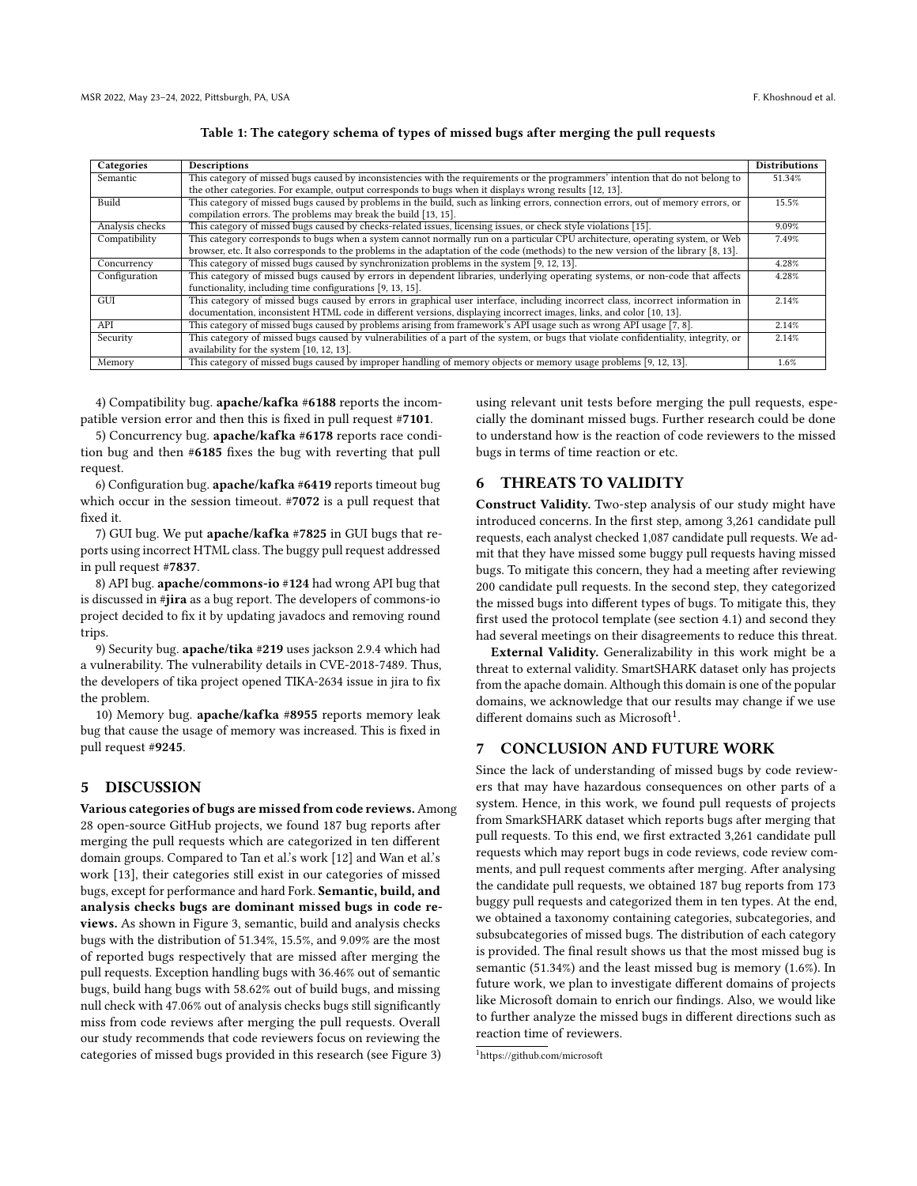**Table 1: The category schema of types of missed bugs after merging the pull requests**

| Categories | Descriptions | Distributions |
|---|---|---|
| Semantic | This category of missed bugs caused by inconsistencies with the requirements or the programmers' intention that do not belong to the other categories. For example, output corresponds to bugs when it displays wrong results [12, 13]. | 51.34% |
| Build | This category of missed bugs caused by problems in the build, such as linking errors, connection errors, out of memory errors, or compilation errors. The problems may break the build [13, 15]. | 15.5% |
| Analysis checks | This category of missed bugs caused by checks-related issues, licensing issues, or check style violations [15]. | 9.09% |
| Compatibility | This category corresponds to bugs when a system cannot normally run on a particular CPU architecture, operating system, or Web browser, etc. It also corresponds to the problems in the adaptation of the code (methods) to the new version of the library [8, 13]. | 7.49% |
| Concurrency | This category of missed bugs caused by synchronization problems in the system [9, 12, 13]. | 4.28% |
| Configuration | This category of missed bugs caused by errors in dependent libraries, underlying operating systems, or non-code that affects functionality, including time configurations [9, 13, 15]. | 4.28% |
| GUI | This category of missed bugs caused by errors in graphical user interface, including incorrect class, incorrect information in documentation, inconsistent HTML code in different versions, displaying incorrect images, links, and color [10, 13]. | 2.14% |
| API | This category of missed bugs caused by problems arising from framework's API usage such as wrong API usage [7, 8]. | 2.14% |
| Security | This category of missed bugs caused by vulnerabilities of a part of the system, or bugs that violate confidentiality, integrity, or availability for the system [10, 12, 13]. | 2.14% |
| Memory | This category of missed bugs caused by improper handling of memory objects or memory usage problems [9, 12, 13]. | 1.6% |

4) Compatibility bug. **apache/kafka #6188** reports the incompatible version error and then this is fixed in pull request **#7101**.

5) Concurrency bug. **apache/kafka #6178** reports race condition bug and then **#6185** fixes the bug with reverting that pull request.

6) Configuration bug. **apache/kafka #6419** reports timeout bug which occur in the session timeout. **#7072** is a pull request that fixed it.

7) GUI bug. We put **apache/kafka #7825** in GUI bugs that reports using incorrect HTML class. The buggy pull request addressed in pull request **#7837**.

8) API bug. **apache/commons-io #124** had wrong API bug that is discussed in **#jira** as a bug report. The developers of commons-io project decided to fix it by updating javadocs and removing round trips.

9) Security bug. **apache/tika #219** uses jackson 2.9.4 which had a vulnerability. The vulnerability details in CVE-2018-7489. Thus, the developers of tika project opened TIKA-2634 issue in jira to fix the problem.

10) Memory bug. **apache/kafka #8955** reports memory leak bug that cause the usage of memory was increased. This is fixed in pull request **#9245**.

## 5 DISCUSSION

**Various categories of bugs are missed from code reviews.** Among 28 open-source GitHub projects, we found 187 bug reports after merging the pull requests which are categorized in ten different domain groups. Compared to Tan et al.'s work [12] and Wan et al.'s work [13], their categories still exist in our categories of missed bugs, except for performance and hard Fork. **Semantic, build, and analysis checks bugs are dominant missed bugs in code reviews.** As shown in Figure 3, semantic, build and analysis checks bugs with the distribution of 51.34%, 15.5%, and 9.09% are the most of reported bugs respectively that are missed after merging the pull requests. Exception handling bugs with 36.46% out of semantic bugs, build hang bugs with 58.62% out of build bugs, and missing null check with 47.06% out of analysis checks bugs still significantly miss from code reviews after merging the pull requests. Overall our study recommends that code reviewers focus on reviewing the categories of missed bugs provided in this research (see Figure 3) using relevant unit tests before merging the pull requests, especially the dominant missed bugs. Further research could be done to understand how is the reaction of code reviewers to the missed bugs in terms of time reaction or etc.

## 6 THREATS TO VALIDITY

**Construct Validity.** Two-step analysis of our study might have introduced concerns. In the first step, among 3,261 candidate pull requests, each analyst checked 1,087 candidate pull requests. We admit that they have missed some buggy pull requests having missed bugs. To mitigate this concern, they had a meeting after reviewing 200 candidate pull requests. In the second step, they categorized the missed bugs into different types of bugs. To mitigate this, they first used the protocol template (see section 4.1) and second they had several meetings on their disagreements to reduce this threat.

**External Validity.** Generalizability in this work might be a threat to external validity. SmartSHARK dataset only has projects from the apache domain. Although this domain is one of the popular domains, we acknowledge that our results may change if we use different domains such as Microsoft[1].

## 7 CONCLUSION AND FUTURE WORK

Since the lack of understanding of missed bugs by code reviewers that may have hazardous consequences on other parts of a system. Hence, in this work, we found pull requests of projects from SmarkSHARK dataset which reports bugs after merging that pull requests. To this end, we first extracted 3,261 candidate pull requests which may report bugs in code reviews, code review comments, and pull request comments after merging. After analysing the candidate pull requests, we obtained 187 bug reports from 173 buggy pull requests and categorized them in ten types. At the end, we obtained a taxonomy containing categories, subcategories, and subsubcategories of missed bugs. The distribution of each category is provided. The final result shows us that the most missed bug is semantic (51.34%) and the least missed bug is memory (1.6%). In future work, we plan to investigate different domains of projects like Microsoft domain to enrich our findings. Also, we would like to further analyze the missed bugs in different directions such as reaction time of reviewers.

[1] https://github.com/microsoft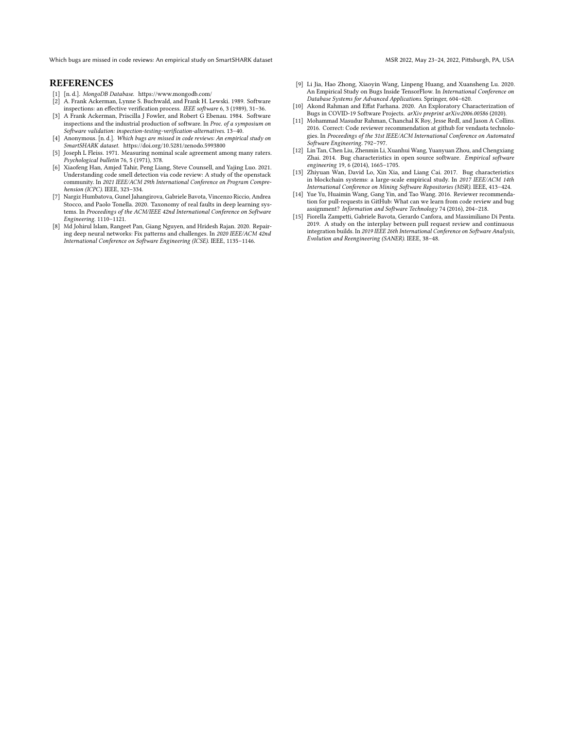## REFERENCES

- [1] [n. d.]. *MongoDB Database.* https://www.mongodb.com/
- [2] A. Frank Ackerman, Lynne S. Buchwald, and Frank H. Lewski. 1989. Software inspections: an effective verification process. *IEEE software* 6, 3 (1989), 31–36.
- [3] A Frank Ackerman, Priscilla J Fowler, and Robert G Ebenau. 1984. Software inspections and the industrial production of software. In *Proc. of a symposium on Software validation: inspection-testing-verification-alternatives*. 13–40.
- [4] Anonymous. [n. d.]. *Which bugs are missed in code reviews: An empirical study on SmartSHARK dataset.* https://doi.org/10.5281/zenodo.5993800
- [5] Joseph L Fleiss. 1971. Measuring nominal scale agreement among many raters. *Psychological bulletin* 76, 5 (1971), 378.
- [6] Xiaofeng Han, Amjed Tahir, Peng Liang, Steve Counsell, and Yajing Luo. 2021. Understanding code smell detection via code review: A study of the openstack community. In *2021 IEEE/ACM 29th International Conference on Program Comprehension (ICPC)*. IEEE, 323–334.
- [7] Nargiz Humbatova, Gunel Jahangirova, Gabriele Bavota, Vincenzo Riccio, Andrea Stocco, and Paolo Tonella. 2020. Taxonomy of real faults in deep learning systems. In *Proceedings of the ACM/IEEE 42nd International Conference on Software Engineering*. 1110–1121.
- [8] Md Johirul Islam, Rangeet Pan, Giang Nguyen, and Hridesh Rajan. 2020. Repairing deep neural networks: Fix patterns and challenges. In *2020 IEEE/ACM 42nd International Conference on Software Engineering (ICSE)*. IEEE, 1135–1146.
- [9] Li Jia, Hao Zhong, Xiaoyin Wang, Linpeng Huang, and Xuansheng Lu. 2020. An Empirical Study on Bugs Inside TensorFlow. In *International Conference on Database Systems for Advanced Applications*. Springer, 604–620.
- [10] Akond Rahman and Effat Farhana. 2020. An Exploratory Characterization of Bugs in COVID-19 Software Projects. *arXiv preprint arXiv:2006.00586* (2020).
- [11] Mohammad Masudur Rahman, Chanchal K Roy, Jesse Redl, and Jason A Collins. 2016. Correct: Code reviewer recommendation at github for vendasta technologies. In *Proceedings of the 31st IEEE/ACM International Conference on Automated Software Engineering*. 792–797.
- [12] Lin Tan, Chen Liu, Zhenmin Li, Xuanhui Wang, Yuanyuan Zhou, and Chengxiang Zhai. 2014. Bug characteristics in open source software. *Empirical software engineering* 19, 6 (2014), 1665–1705.
- [13] Zhiyuan Wan, David Lo, Xin Xia, and Liang Cai. 2017. Bug characteristics in blockchain systems: a large-scale empirical study. In *2017 IEEE/ACM 14th International Conference on Mining Software Repositories (MSR)*. IEEE, 413–424.
- [14] Yue Yu, Huaimin Wang, Gang Yin, and Tao Wang. 2016. Reviewer recommendation for pull-requests in GitHub: What can we learn from code review and bug assignment? *Information and Software Technology* 74 (2016), 204–218.
- [15] Fiorella Zampetti, Gabriele Bavota, Gerardo Canfora, and Massimiliano Di Penta. 2019. A study on the interplay between pull request review and continuous integration builds. In *2019 IEEE 26th International Conference on Software Analysis, Evolution and Reengineering (SANER)*. IEEE, 38–48.